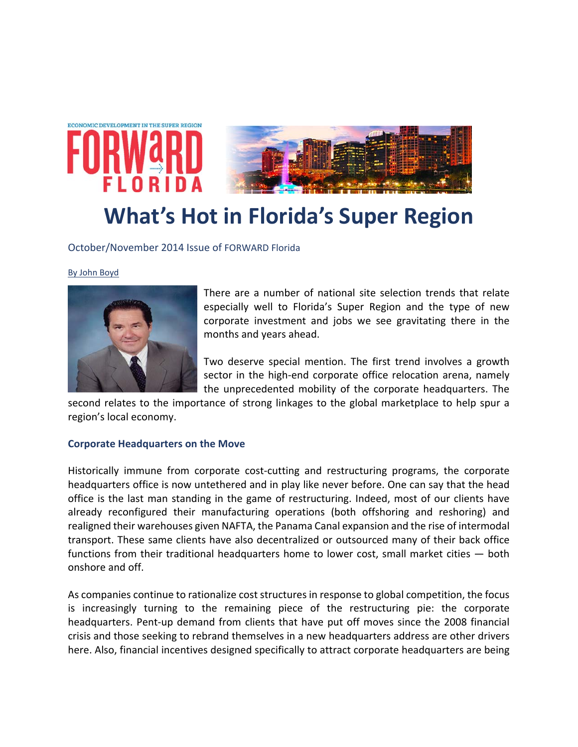ECONOMIC DEVELOPMENT IN THE SUPER REGION

FORWARD FLORIDA

# What's Hot in Florida's Super Region

October/November 2014 Issue of FORWARD Florida

By John Boyd

There are a number of national site selection trends that relate especially well to Florida's Super Region and the type of new corporate investment and jobs we see gravitating there in the months and years ahead.

Two deserve special mention. The first trend involves a growth sector in the high-end corporate office relocation arena, namely the unprecedented mobility of the corporate headquarters. The second relates to the importance of strong linkages to the global marketplace to help spur a region's local economy.

### Corporate Headquarters on the Move

Historically immune from corporate cost-cutting and restructuring programs, the corporate headquarters office is now untethered and in play like never before. One can say that the head office is the last man standing in the game of restructuring. Indeed, most of our clients have already reconfigured their manufacturing operations (both offshoring and reshoring) and realigned their warehouses given NAFTA, the Panama Canal expansion and the rise of intermodal transport. These same clients have also decentralized or outsourced many of their back office functions from their traditional headquarters home to lower cost, small market cities — both onshore and off.

As companies continue to rationalize cost structures in response to global competition, the focus is increasingly turning to the remaining piece of the restructuring pie: the corporate headquarters. Pent-up demand from clients that have put off moves since the 2008 financial crisis and those seeking to rebrand themselves in a new headquarters address are other drivers here. Also, financial incentives designed specifically to attract corporate headquarters are being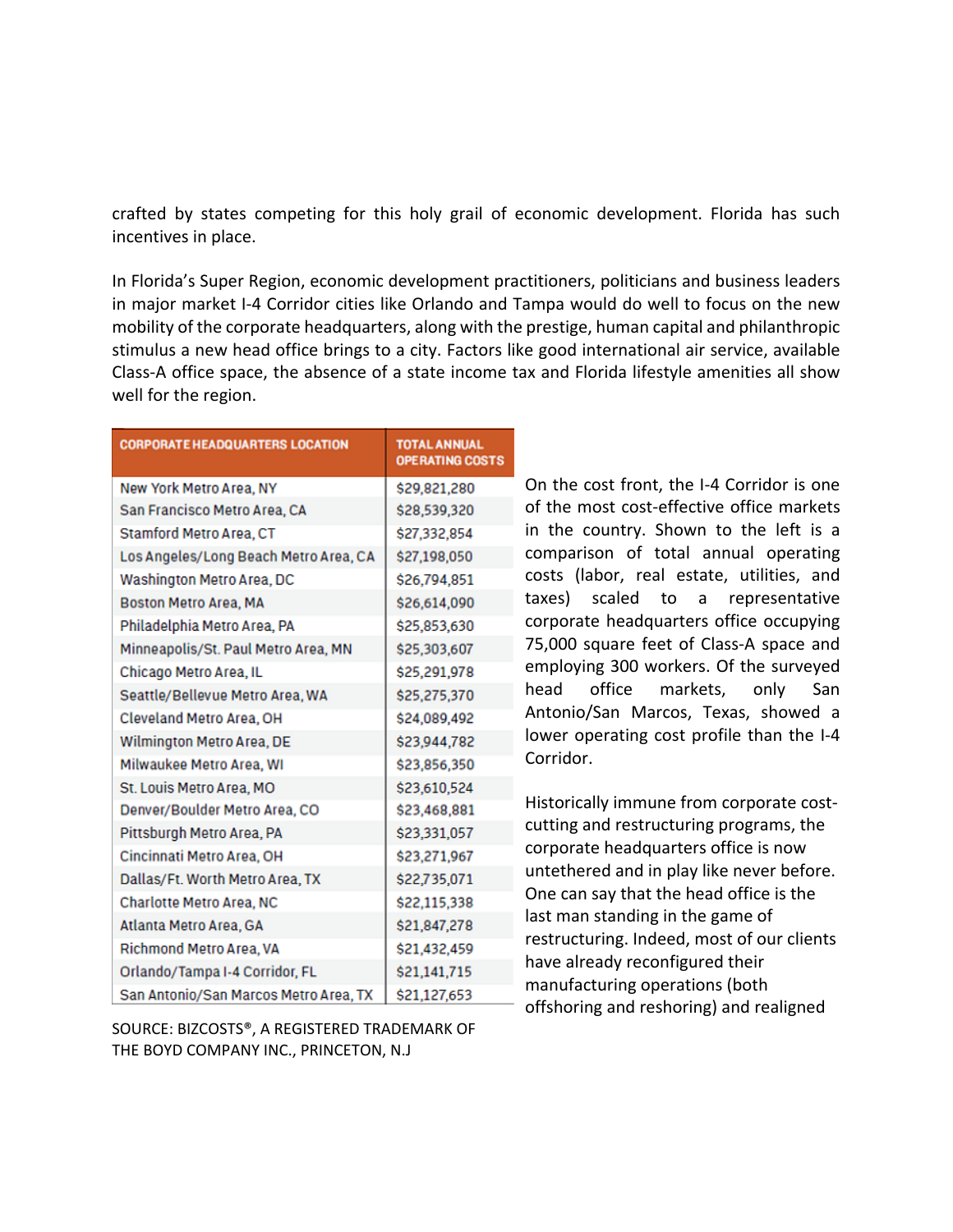crafted by states competing for this holy grail of economic development. Florida has such incentives in place.

In Florida's Super Region, economic development practitioners, politicians and business leaders in major market I-4 Corridor cities like Orlando and Tampa would do well to focus on the new mobility of the corporate headquarters, along with the prestige, human capital and philanthropic stimulus a new head office brings to a city. Factors like good international air service, available Class-A office space, the absence of a state income tax and Florida lifestyle amenities all show well for the region.

| CORPORATE HEADQUARTERS LOCATION | TOTAL ANNUAL OPERATING COSTS |
|---|---|
| New York Metro Area, NY | $29,821,280 |
| San Francisco Metro Area, CA | $28,539,320 |
| Stamford Metro Area, CT | $27,332,854 |
| Los Angeles/Long Beach Metro Area, CA | $27,198,050 |
| Washington Metro Area, DC | $26,794,851 |
| Boston Metro Area, MA | $26,614,090 |
| Philadelphia Metro Area, PA | $25,853,630 |
| Minneapolis/St. Paul Metro Area, MN | $25,303,607 |
| Chicago Metro Area, IL | $25,291,978 |
| Seattle/Bellevue Metro Area, WA | $25,275,370 |
| Cleveland Metro Area, OH | $24,089,492 |
| Wilmington Metro Area, DE | $23,944,782 |
| Milwaukee Metro Area, WI | $23,856,350 |
| St. Louis Metro Area, MO | $23,610,524 |
| Denver/Boulder Metro Area, CO | $23,468,881 |
| Pittsburgh Metro Area, PA | $23,331,057 |
| Cincinnati Metro Area, OH | $23,271,967 |
| Dallas/Ft. Worth Metro Area, TX | $22,735,071 |
| Charlotte Metro Area, NC | $22,115,338 |
| Atlanta Metro Area, GA | $21,847,278 |
| Richmond Metro Area, VA | $21,432,459 |
| Orlando/Tampa I-4 Corridor, FL | $21,141,715 |
| San Antonio/San Marcos Metro Area, TX | $21,127,653 |

SOURCE: BIZCOSTS®, A REGISTERED TRADEMARK OF THE BOYD COMPANY INC., PRINCETON, N.J

On the cost front, the I-4 Corridor is one of the most cost-effective office markets in the country. Shown to the left is a comparison of total annual operating costs (labor, real estate, utilities, and taxes) scaled to a representative corporate headquarters office occupying 75,000 square feet of Class-A space and employing 300 workers. Of the surveyed head office markets, only San Antonio/San Marcos, Texas, showed a lower operating cost profile than the I-4 Corridor.

Historically immune from corporate cost-cutting and restructuring programs, the corporate headquarters office is now untethered and in play like never before. One can say that the head office is the last man standing in the game of restructuring. Indeed, most of our clients have already reconfigured their manufacturing operations (both offshoring and reshoring) and realigned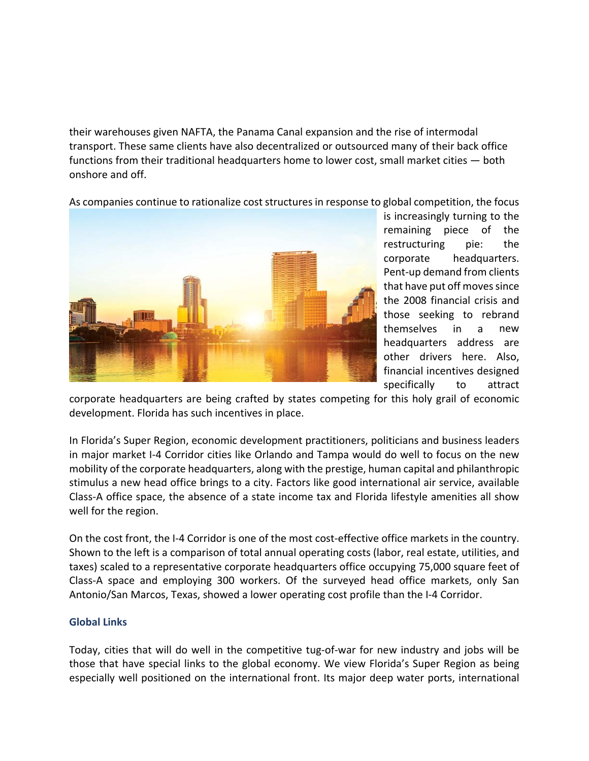their warehouses given NAFTA, the Panama Canal expansion and the rise of intermodal transport. These same clients have also decentralized or outsourced many of their back office functions from their traditional headquarters home to lower cost, small market cities — both onshore and off.

As companies continue to rationalize cost structures in response to global competition, the focus is increasingly turning to the remaining piece of the restructuring pie: the corporate headquarters. Pent-up demand from clients that have put off moves since the 2008 financial crisis and those seeking to rebrand themselves in a new headquarters address are other drivers here. Also, financial incentives designed specifically to attract corporate headquarters are being crafted by states competing for this holy grail of economic development. Florida has such incentives in place.

In Florida's Super Region, economic development practitioners, politicians and business leaders in major market I-4 Corridor cities like Orlando and Tampa would do well to focus on the new mobility of the corporate headquarters, along with the prestige, human capital and philanthropic stimulus a new head office brings to a city. Factors like good international air service, available Class-A office space, the absence of a state income tax and Florida lifestyle amenities all show well for the region.

On the cost front, the I-4 Corridor is one of the most cost-effective office markets in the country. Shown to the left is a comparison of total annual operating costs (labor, real estate, utilities, and taxes) scaled to a representative corporate headquarters office occupying 75,000 square feet of Class-A space and employing 300 workers. Of the surveyed head office markets, only San Antonio/San Marcos, Texas, showed a lower operating cost profile than the I-4 Corridor.

### Global Links

Today, cities that will do well in the competitive tug-of-war for new industry and jobs will be those that have special links to the global economy. We view Florida's Super Region as being especially well positioned on the international front. Its major deep water ports, international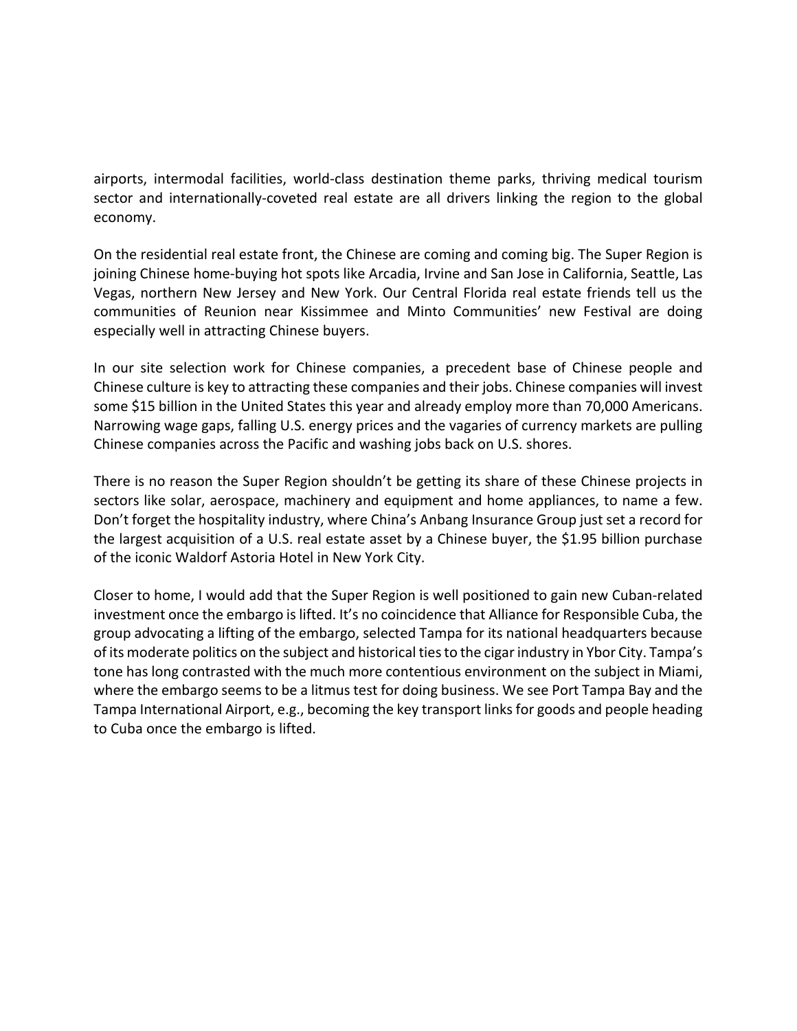airports, intermodal facilities, world-class destination theme parks, thriving medical tourism sector and internationally-coveted real estate are all drivers linking the region to the global economy.

On the residential real estate front, the Chinese are coming and coming big. The Super Region is joining Chinese home-buying hot spots like Arcadia, Irvine and San Jose in California, Seattle, Las Vegas, northern New Jersey and New York. Our Central Florida real estate friends tell us the communities of Reunion near Kissimmee and Minto Communities' new Festival are doing especially well in attracting Chinese buyers.

In our site selection work for Chinese companies, a precedent base of Chinese people and Chinese culture is key to attracting these companies and their jobs. Chinese companies will invest some $15 billion in the United States this year and already employ more than 70,000 Americans. Narrowing wage gaps, falling U.S. energy prices and the vagaries of currency markets are pulling Chinese companies across the Pacific and washing jobs back on U.S. shores.

There is no reason the Super Region shouldn't be getting its share of these Chinese projects in sectors like solar, aerospace, machinery and equipment and home appliances, to name a few. Don't forget the hospitality industry, where China's Anbang Insurance Group just set a record for the largest acquisition of a U.S. real estate asset by a Chinese buyer, the $1.95 billion purchase of the iconic Waldorf Astoria Hotel in New York City.

Closer to home, I would add that the Super Region is well positioned to gain new Cuban-related investment once the embargo is lifted. It's no coincidence that Alliance for Responsible Cuba, the group advocating a lifting of the embargo, selected Tampa for its national headquarters because of its moderate politics on the subject and historical ties to the cigar industry in Ybor City. Tampa's tone has long contrasted with the much more contentious environment on the subject in Miami, where the embargo seems to be a litmus test for doing business. We see Port Tampa Bay and the Tampa International Airport, e.g., becoming the key transport links for goods and people heading to Cuba once the embargo is lifted.